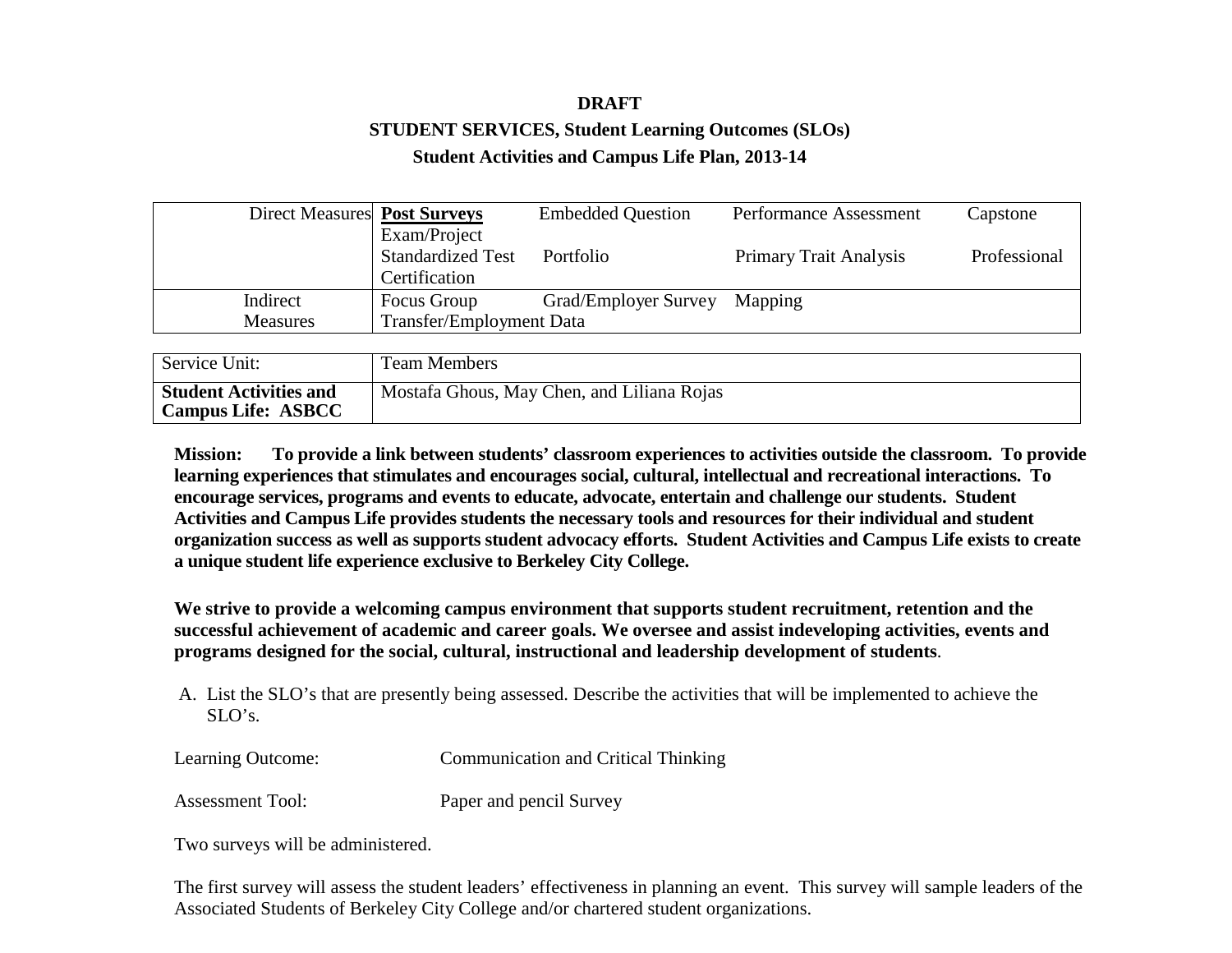**DRAFT**

**STUDENT SERVICES, Student Learning Outcomes (SLOs)**

**Student Activities and Campus Life Plan, 2013-14**

| | |
|---|---|
| Direct Measures | **Post Surveys** Embedded Question Performance Assessment Capstone Exam/Project<br>Standardized Test Portfolio Primary Trait Analysis Professional Certification |
| Indirect Measures | Focus Group Grad/Employer Survey Mapping<br>Transfer/Employment Data |

| Service Unit: | Team Members |
|---|---|
| **Student Activities and Campus Life: ASBCC** | Mostafa Ghous, May Chen, and Liliana Rojas |

**Mission: To provide a link between students' classroom experiences to activities outside the classroom. To provide learning experiences that stimulates and encourages social, cultural, intellectual and recreational interactions. To encourage services, programs and events to educate, advocate, entertain and challenge our students. Student Activities and Campus Life provides students the necessary tools and resources for their individual and student organization success as well as supports student advocacy efforts. Student Activities and Campus Life exists to create a unique student life experience exclusive to Berkeley City College.**

**We strive to provide a welcoming campus environment that supports student recruitment, retention and the successful achievement of academic and career goals. We oversee and assist indeveloping activities, events and programs designed for the social, cultural, instructional and leadership development of students**.

A. List the SLO's that are presently being assessed. Describe the activities that will be implemented to achieve the SLO's.

Learning Outcome: Communication and Critical Thinking

Assessment Tool: Paper and pencil Survey

Two surveys will be administered.

The first survey will assess the student leaders' effectiveness in planning an event. This survey will sample leaders of the Associated Students of Berkeley City College and/or chartered student organizations.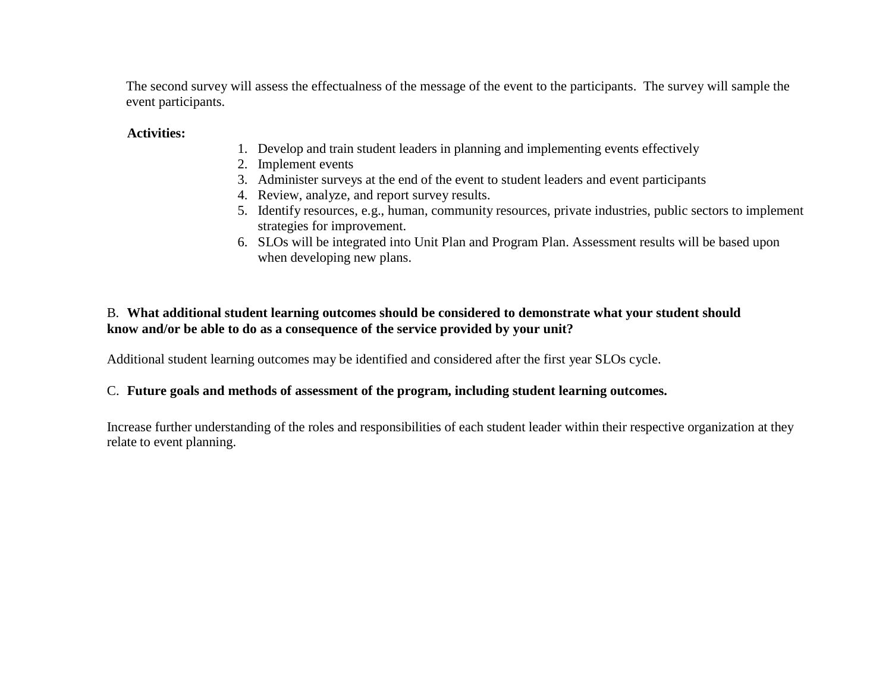The second survey will assess the effectualness of the message of the event to the participants. The survey will sample the event participants.

**Activities:**

1. Develop and train student leaders in planning and implementing events effectively
2. Implement events
3. Administer surveys at the end of the event to student leaders and event participants
4. Review, analyze, and report survey results.
5. Identify resources, e.g., human, community resources, private industries, public sectors to implement strategies for improvement.
6. SLOs will be integrated into Unit Plan and Program Plan. Assessment results will be based upon when developing new plans.

B. **What additional student learning outcomes should be considered to demonstrate what your student should know and/or be able to do as a consequence of the service provided by your unit?**

Additional student learning outcomes may be identified and considered after the first year SLOs cycle.

C. **Future goals and methods of assessment of the program, including student learning outcomes.**

Increase further understanding of the roles and responsibilities of each student leader within their respective organization at they relate to event planning.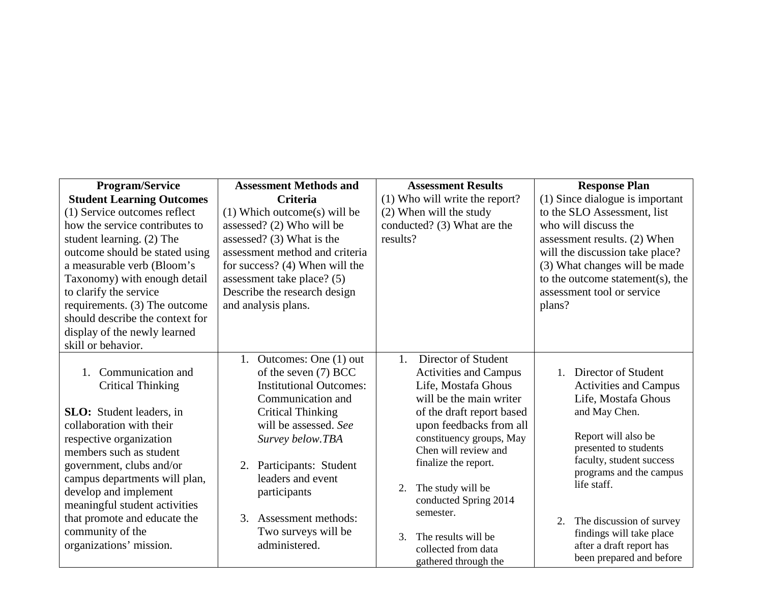| **Program/Service Student Learning Outcomes** (1) Service outcomes reflect how the service contributes to student learning. (2) The outcome should be stated using a measurable verb (Bloom's Taxonomy) with enough detail to clarify the service requirements. (3) The outcome should describe the context for display of the newly learned skill or behavior. | **Assessment Methods and Criteria** (1) Which outcome(s) will be assessed? (2) Who will be assessed? (3) What is the assessment method and criteria for success? (4) When will the assessment take place? (5) Describe the research design and analysis plans. | **Assessment Results** (1) Who will write the report? (2) When will the study conducted? (3) What are the results? | **Response Plan** (1) Since dialogue is important to the SLO Assessment, list who will discuss the assessment results. (2) When will the discussion take place? (3) What changes will be made to the outcome statement(s), the assessment tool or service plans? |
|---|---|---|---|
| 1. Communication and Critical Thinking<br><br>**SLO:** Student leaders, in collaboration with their respective organization members such as student government, clubs and/or campus departments will plan, develop and implement meaningful student activities that promote and educate the community of the organizations' mission. | 1. Outcomes: One (1) out of the seven (7) BCC Institutional Outcomes: Communication and Critical Thinking will be assessed. *See Survey below.TBA*<br><br>2. Participants: Student leaders and event participants<br><br>3. Assessment methods: Two surveys will be administered. | 1. Director of Student Activities and Campus Life, Mostafa Ghous will be the main writer of the draft report based upon feedbacks from all constituency groups, May Chen will review and finalize the report.<br><br>2. The study will be conducted Spring 2014 semester.<br><br>3. The results will be collected from data gathered through the | 1. Director of Student Activities and Campus Life, Mostafa Ghous and May Chen.<br><br>Report will also be presented to students faculty, student success programs and the campus life staff.<br><br>2. The discussion of survey findings will take place after a draft report has been prepared and before |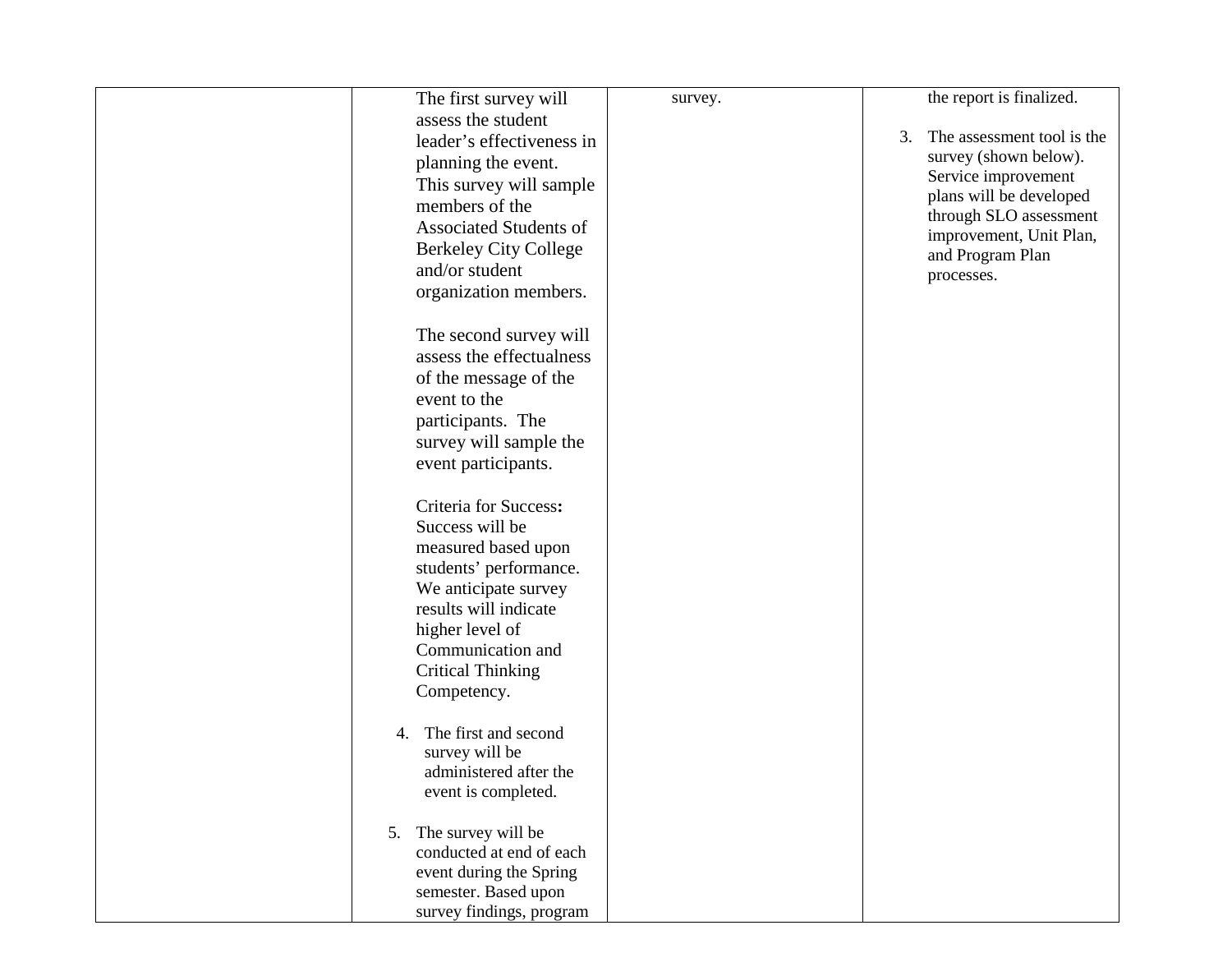| | | | |
|---|---|---|---|
| | The first survey will assess the student leader's effectiveness in planning the event. This survey will sample members of the Associated Students of Berkeley City College and/or student organization members.<br><br>The second survey will assess the effectualness of the message of the event to the participants. The survey will sample the event participants.<br><br>Criteria for Success**:** Success will be measured based upon students' performance. We anticipate survey results will indicate higher level of Communication and Critical Thinking Competency.<br><br>4. The first and second survey will be administered after the event is completed.<br><br>5. The survey will be conducted at end of each event during the Spring semester. Based upon survey findings, program | survey. | the report is finalized.<br><br>3. The assessment tool is the survey (shown below). Service improvement plans will be developed through SLO assessment improvement, Unit Plan, and Program Plan processes. |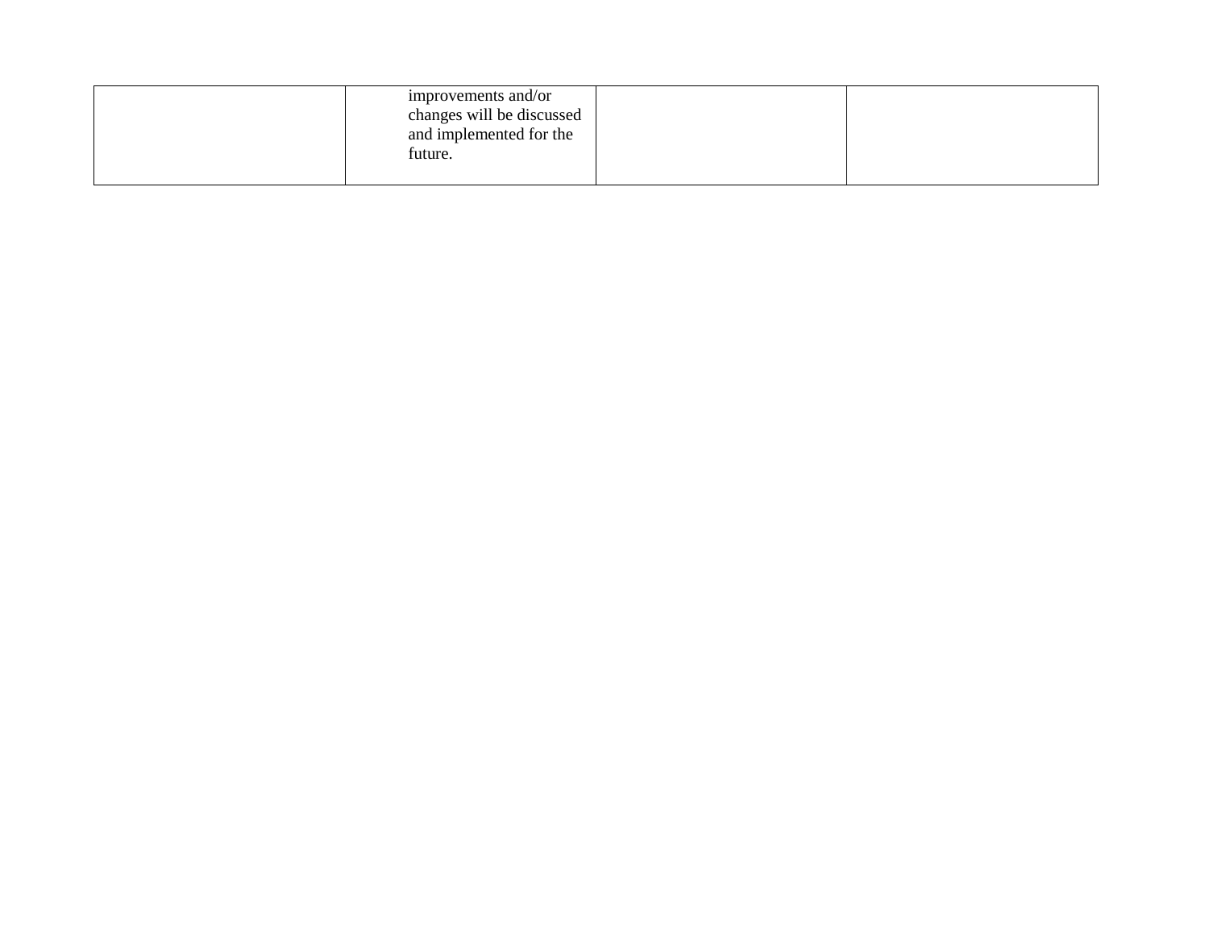| | | | |
|---|---|---|---|
| | improvements and/or changes will be discussed and implemented for the future. | | |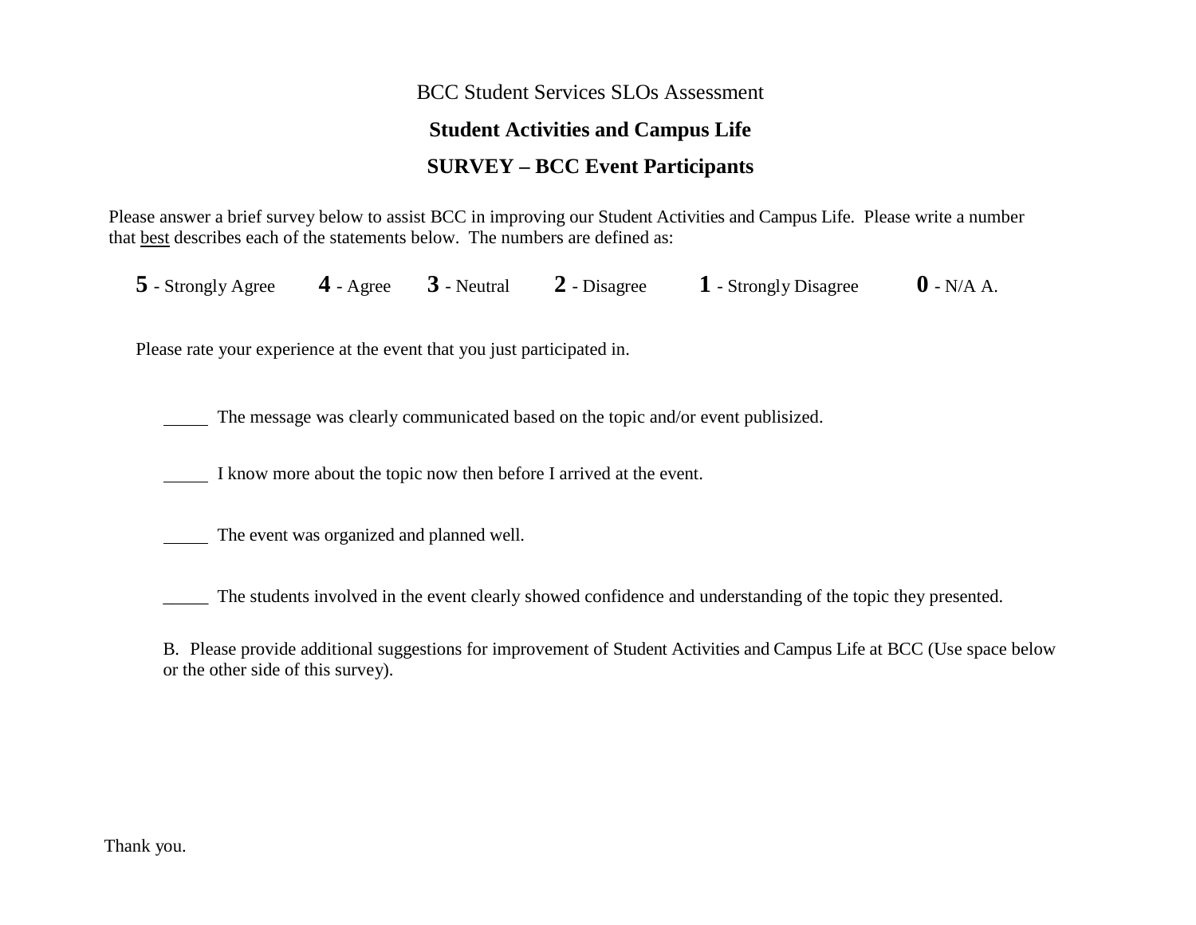BCC Student Services SLOs Assessment

**Student Activities and Campus Life**

**SURVEY – BCC Event Participants**

Please answer a brief survey below to assist BCC in improving our Student Activities and Campus Life. Please write a number that best describes each of the statements below. The numbers are defined as:

**5** - Strongly Agree **4** - Agree **3** - Neutral **2** - Disagree **1** - Strongly Disagree **0** - N/A A.

Please rate your experience at the event that you just participated in.

_____ The message was clearly communicated based on the topic and/or event publisized.

_____ I know more about the topic now then before I arrived at the event.

_____ The event was organized and planned well.

_____ The students involved in the event clearly showed confidence and understanding of the topic they presented.

B. Please provide additional suggestions for improvement of Student Activities and Campus Life at BCC (Use space below or the other side of this survey).

Thank you.